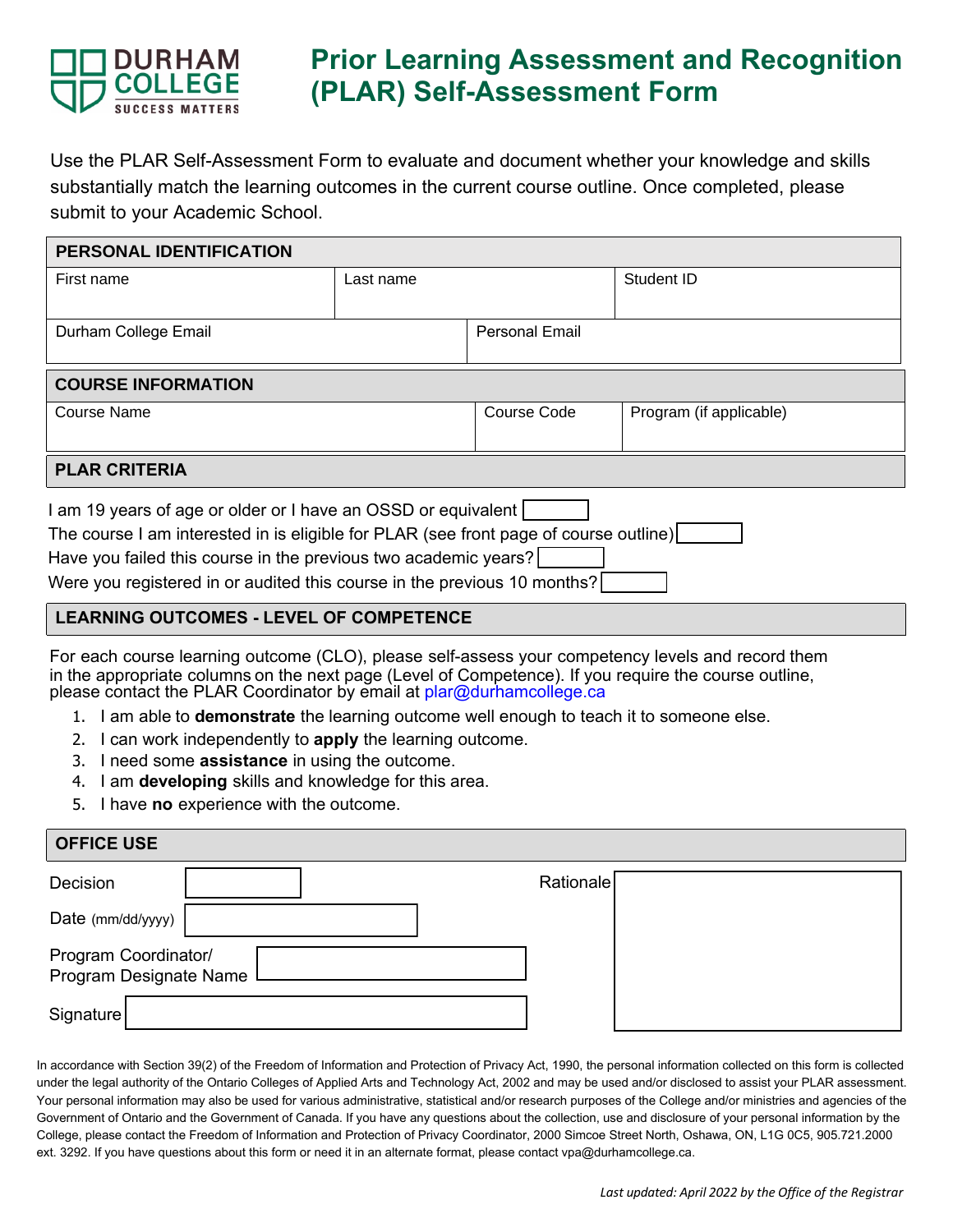DURHAM COLLEGE
SUCCESS MATTERS

# Prior Learning Assessment and Recognition (PLAR) Self-Assessment Form

Use the PLAR Self-Assessment Form to evaluate and document whether your knowledge and skills substantially match the learning outcomes in the current course outline. Once completed, please submit to your Academic School.

## PERSONAL IDENTIFICATION

| First name | Last name | Student ID |
|---|---|---|
| | | |

| Durham College Email | Personal Email |
|---|---|
| | |

## COURSE INFORMATION

| Course Name | Course Code | Program (if applicable) |
|---|---|---|
| | | |

## PLAR CRITERIA

I am 19 years of age or older or I have an OSSD or equivalent ☐

The course I am interested in is eligible for PLAR (see front page of course outline) ☐

Have you failed this course in the previous two academic years? ☐

Were you registered in or audited this course in the previous 10 months? ☐

## LEARNING OUTCOMES - LEVEL OF COMPETENCE

For each course learning outcome (CLO), please self-assess your competency levels and record them in the appropriate columns on the next page (Level of Competence). If you require the course outline, please contact the PLAR Coordinator by email at plar@durhamcollege.ca

1. I am able to **demonstrate** the learning outcome well enough to teach it to someone else.
2. I can work independently to **apply** the learning outcome.
3. I need some **assistance** in using the outcome.
4. I am **developing** skills and knowledge for this area.
5. I have **no** experience with the outcome.

## OFFICE USE

| | |
|---|---|
| Decision | |
| Date (mm/dd/yyyy) | |
| Program Coordinator/ Program Designate Name | |
| Signature | |
| Rationale | |

In accordance with Section 39(2) of the Freedom of Information and Protection of Privacy Act, 1990, the personal information collected on this form is collected under the legal authority of the Ontario Colleges of Applied Arts and Technology Act, 2002 and may be used and/or disclosed to assist your PLAR assessment. Your personal information may also be used for various administrative, statistical and/or research purposes of the College and/or ministries and agencies of the Government of Ontario and the Government of Canada. If you have any questions about the collection, use and disclosure of your personal information by the College, please contact the Freedom of Information and Protection of Privacy Coordinator, 2000 Simcoe Street North, Oshawa, ON, L1G 0C5, 905.721.2000 ext. 3292. If you have questions about this form or need it in an alternate format, please contact vpa@durhamcollege.ca.

*Last updated: April 2022 by the Office of the Registrar*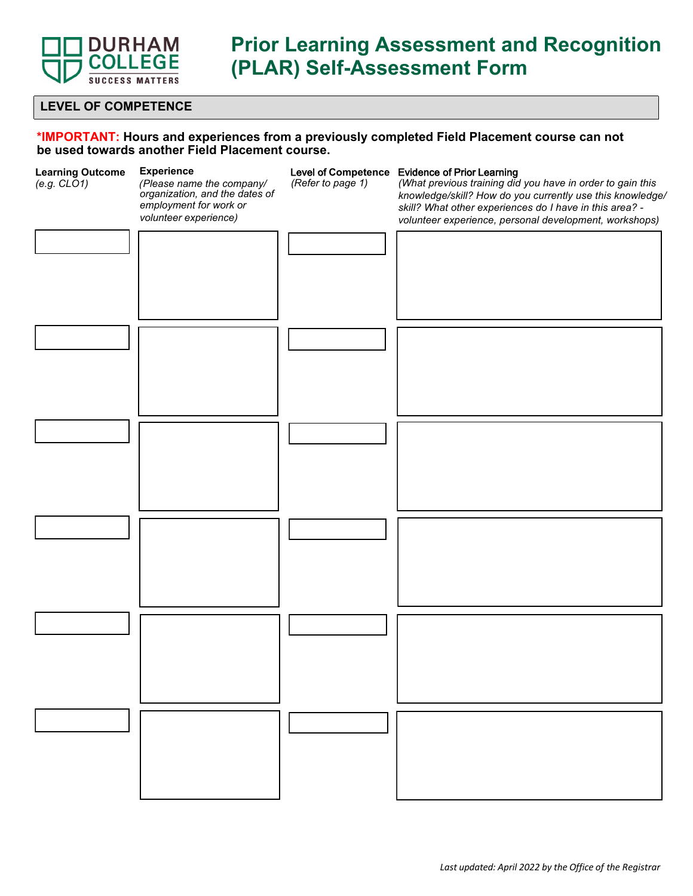# Prior Learning Assessment and Recognition (PLAR) Self-Assessment Form

## LEVEL OF COMPETENCE

***IMPORTANT:** Hours and experiences from a previously completed Field Placement course can not be used towards another Field Placement course.**

| Learning Outcome *(e.g. CLO1)* | Experience *(Please name the company/ organization, and the dates of employment for work or volunteer experience)* | Level of Competence *(Refer to page 1)* | Evidence of Prior Learning *(What previous training did you have in order to gain this knowledge/skill? How do you currently use this knowledge/ skill? What other experiences do I have in this area? - volunteer experience, personal development, workshops)* |
|---|---|---|---|
| | | | |
| | | | |
| | | | |
| | | | |
| | | | |
| | | | |

*Last updated: April 2022 by the Office of the Registrar*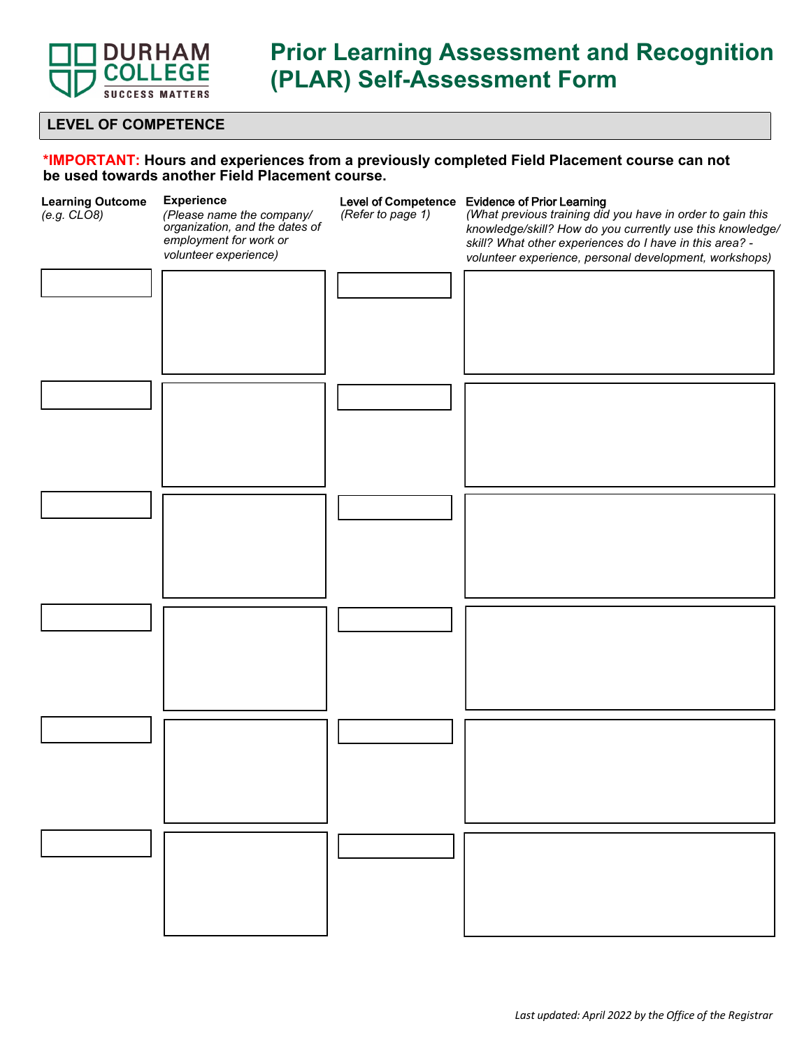DURHAM COLLEGE
SUCCESS MATTERS

# Prior Learning Assessment and Recognition (PLAR) Self-Assessment Form

## LEVEL OF COMPETENCE

***IMPORTANT:** Hours and experiences from a previously completed Field Placement course can not be used towards another Field Placement course.**

| **Learning Outcome** *(e.g. CLO8)* | **Experience** *(Please name the company/ organization, and the dates of employment for work or volunteer experience)* | **Level of Competence** *(Refer to page 1)* | **Evidence of Prior Learning** *(What previous training did you have in order to gain this knowledge/skill? How do you currently use this knowledge/ skill? What other experiences do I have in this area? - volunteer experience, personal development, workshops)* |
|---|---|---|---|
| | | | |
| | | | |
| | | | |
| | | | |
| | | | |
| | | | |

*Last updated: April 2022 by the Office of the Registrar*